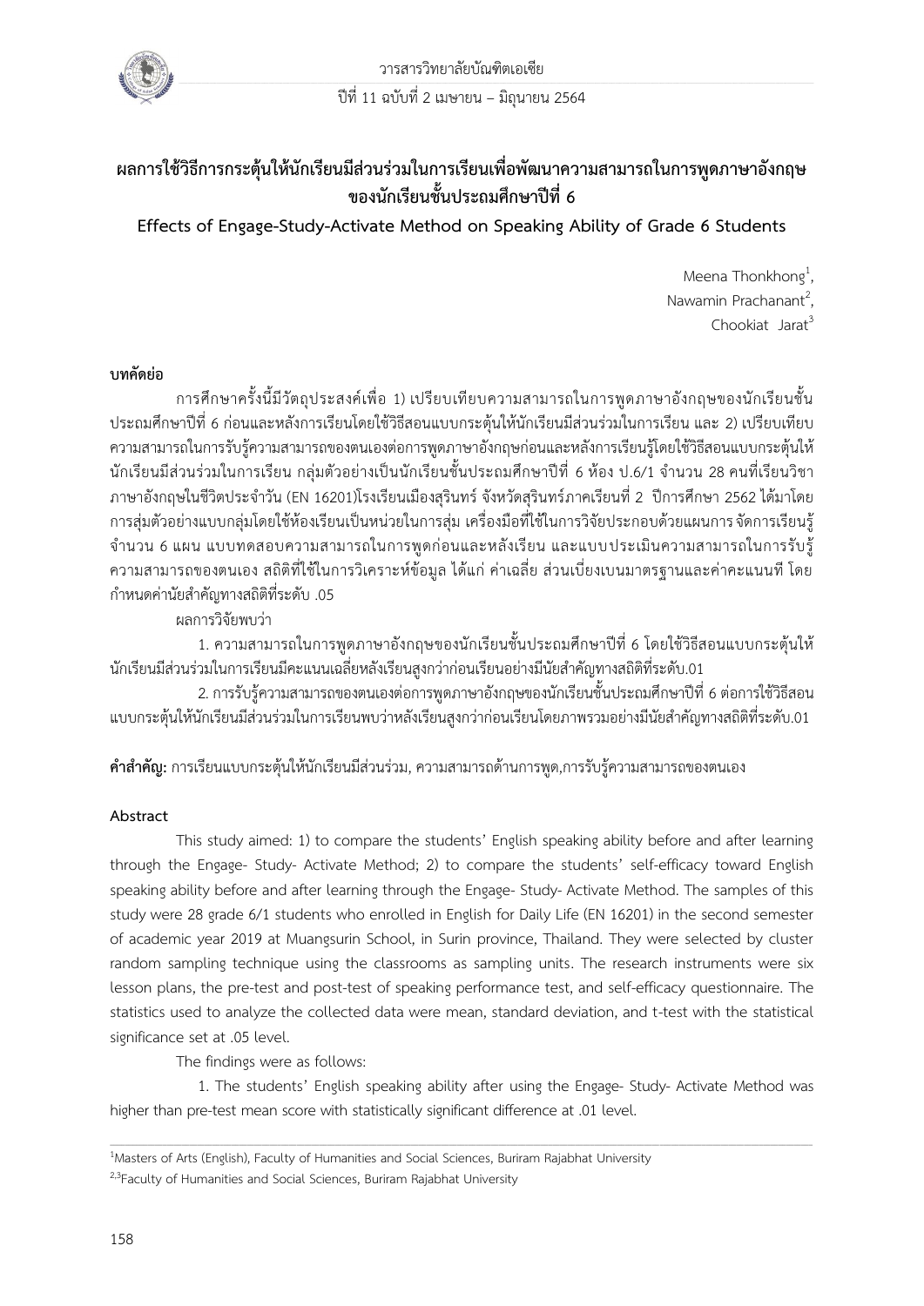# ผลการใช้วิธีการกระตุ้นให้นักเรียนมีส่วนร่วมในการเรียนเพื่อพัฒนาความสามารถในการพูดภาษาอังกฤษของนักเรียนชั้นประถมศึกษาปีที่ 6

## Effects of Engage-Study-Activate Method on Speaking Ability of Grade 6 Students

Meena Thonkhong[1],
Nawamin Prachanant[2],
Chookiat Jarat[3]

### บทคัดย่อ

การศึกษาครั้งนี้มีวัตถุประสงค์เพื่อ 1) เปรียบเทียบความสามารถในการพูดภาษาอังกฤษของนักเรียนชั้นประถมศึกษาปีที่ 6 ก่อนและหลังการเรียนโดยใช้วิธีสอนแบบกระตุ้นให้นักเรียนมีส่วนร่วมในการเรียน และ 2) เปรียบเทียบความสามารถในการรับรู้ความสามารถของตนเองต่อการพูดภาษาอังกฤษก่อนและหลังการเรียนรู้โดยใช้วิธีสอนแบบกระตุ้นให้นักเรียนมีส่วนร่วมในการเรียน กลุ่มตัวอย่างเป็นนักเรียนชั้นประถมศึกษาปีที่ 6 ห้อง ป.6/1 จำนวน 28 คนที่เรียนวิชาภาษาอังกฤษในชีวิตประจำวัน (EN 16201)โรงเรียนเมืองสุรินทร์ จังหวัดสุรินทร์ภาคเรียนที่ 2 ปีการศึกษา 2562 ได้มาโดยการสุ่มตัวอย่างแบบกลุ่มโดยใช้ห้องเรียนเป็นหน่วยในการสุ่ม เครื่องมือที่ใช้ในการวิจัยประกอบด้วยแผนการ จัดการเรียนรู้ จำนวน 6 แผน แบบทดสอบความสามารถในการพูดก่อนและหลังเรียน และแบบประเมินความสามารถในการรับรู้ความสามารถของตนเอง สถิติที่ใช้ในการวิเคราะห์ข้อมูล ได้แก่ ค่าเฉลี่ย ส่วนเบี่ยงเบนมาตรฐานและค่าคะแนนที โดยกำหนดค่านัยสำคัญทางสถิติที่ระดับ .05

ผลการวิจัยพบว่า

1. ความสามารถในการพูดภาษาอังกฤษของนักเรียนชั้นประถมศึกษาปีที่ 6 โดยใช้วิธีสอนแบบกระตุ้นให้นักเรียนมีส่วนร่วมในการเรียนมีคะแนนเฉลี่ยหลังเรียนสูงกว่าก่อนเรียนอย่างมีนัยสำคัญทางสถิติที่ระดับ.01

2. การรับรู้ความสามารถของตนเองต่อการพูดภาษาอังกฤษของนักเรียนชั้นประถมศึกษาปีที่ 6 ต่อการใช้วิธีสอนแบบกระตุ้นให้นักเรียนมีส่วนร่วมในการเรียนพบว่าหลังเรียนสูงกว่าก่อนเรียนโดยภาพรวมอย่างมีนัยสำคัญทางสถิติที่ระดับ.01

**คำสำคัญ:** การเรียนแบบกระตุ้นให้นักเรียนมีส่วนร่วม, ความสามารถด้านการพูด,การรับรู้ความสามารถของตนเอง

### Abstract

This study aimed: 1) to compare the students' English speaking ability before and after learning through the Engage- Study- Activate Method; 2) to compare the students' self-efficacy toward English speaking ability before and after learning through the Engage- Study- Activate Method. The samples of this study were 28 grade 6/1 students who enrolled in English for Daily Life (EN 16201) in the second semester of academic year 2019 at Muangsurin School, in Surin province, Thailand. They were selected by cluster random sampling technique using the classrooms as sampling units. The research instruments were six lesson plans, the pre-test and post-test of speaking performance test, and self-efficacy questionnaire. The statistics used to analyze the collected data were mean, standard deviation, and t-test with the statistical significance set at .05 level.

The findings were as follows:

1. The students' English speaking ability after using the Engage- Study- Activate Method was higher than pre-test mean score with statistically significant difference at .01 level.

---

[1]Masters of Arts (English), Faculty of Humanities and Social Sciences, Buriram Rajabhat University

[2,3]Faculty of Humanities and Social Sciences, Buriram Rajabhat University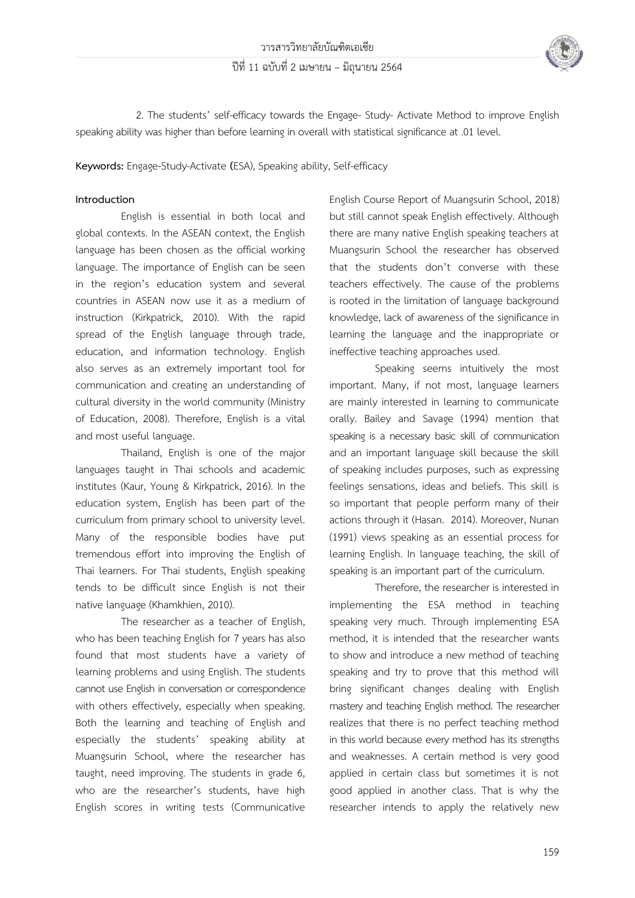2. The students' self-efficacy towards the Engage- Study- Activate Method to improve English speaking ability was higher than before learning in overall with statistical significance at .01 level.

**Keywords:** Engage-Study-Activate **(**ESA), Speaking ability, Self-efficacy

**Introduction**

English is essential in both local and global contexts. In the ASEAN context, the English language has been chosen as the official working language. The importance of English can be seen in the region's education system and several countries in ASEAN now use it as a medium of instruction (Kirkpatrick, 2010). With the rapid spread of the English language through trade, education, and information technology. English also serves as an extremely important tool for communication and creating an understanding of cultural diversity in the world community (Ministry of Education, 2008). Therefore, English is a vital and most useful language.

Thailand, English is one of the major languages taught in Thai schools and academic institutes (Kaur, Young & Kirkpatrick, 2016). In the education system, English has been part of the curriculum from primary school to university level. Many of the responsible bodies have put tremendous effort into improving the English of Thai learners. For Thai students, English speaking tends to be difficult since English is not their native language (Khamkhien, 2010).

The researcher as a teacher of English, who has been teaching English for 7 years has also found that most students have a variety of learning problems and using English. The students cannot use English in conversation or correspondence with others effectively, especially when speaking. Both the learning and teaching of English and especially the students' speaking ability at Muangsurin School, where the researcher has taught, need improving. The students in grade 6, who are the researcher's students, have high English scores in writing tests (Communicative English Course Report of Muangsurin School, 2018) but still cannot speak English effectively. Although there are many native English speaking teachers at Muangsurin School the researcher has observed that the students don't converse with these teachers effectively. The cause of the problems is rooted in the limitation of language background knowledge, lack of awareness of the significance in learning the language and the inappropriate or ineffective teaching approaches used.

Speaking seems intuitively the most important. Many, if not most, language learners are mainly interested in learning to communicate orally. Bailey and Savage (1994) mention that speaking is a necessary basic skill of communication and an important language skill because the skill of speaking includes purposes, such as expressing feelings sensations, ideas and beliefs. This skill is so important that people perform many of their actions through it (Hasan. 2014). Moreover, Nunan (1991) views speaking as an essential process for learning English. In language teaching, the skill of speaking is an important part of the curriculum.

Therefore, the researcher is interested in implementing the ESA method in teaching speaking very much. Through implementing ESA method, it is intended that the researcher wants to show and introduce a new method of teaching speaking and try to prove that this method will bring significant changes dealing with English mastery and teaching English method. The researcher realizes that there is no perfect teaching method in this world because every method has its strengths and weaknesses. A certain method is very good applied in certain class but sometimes it is not good applied in another class. That is why the researcher intends to apply the relatively new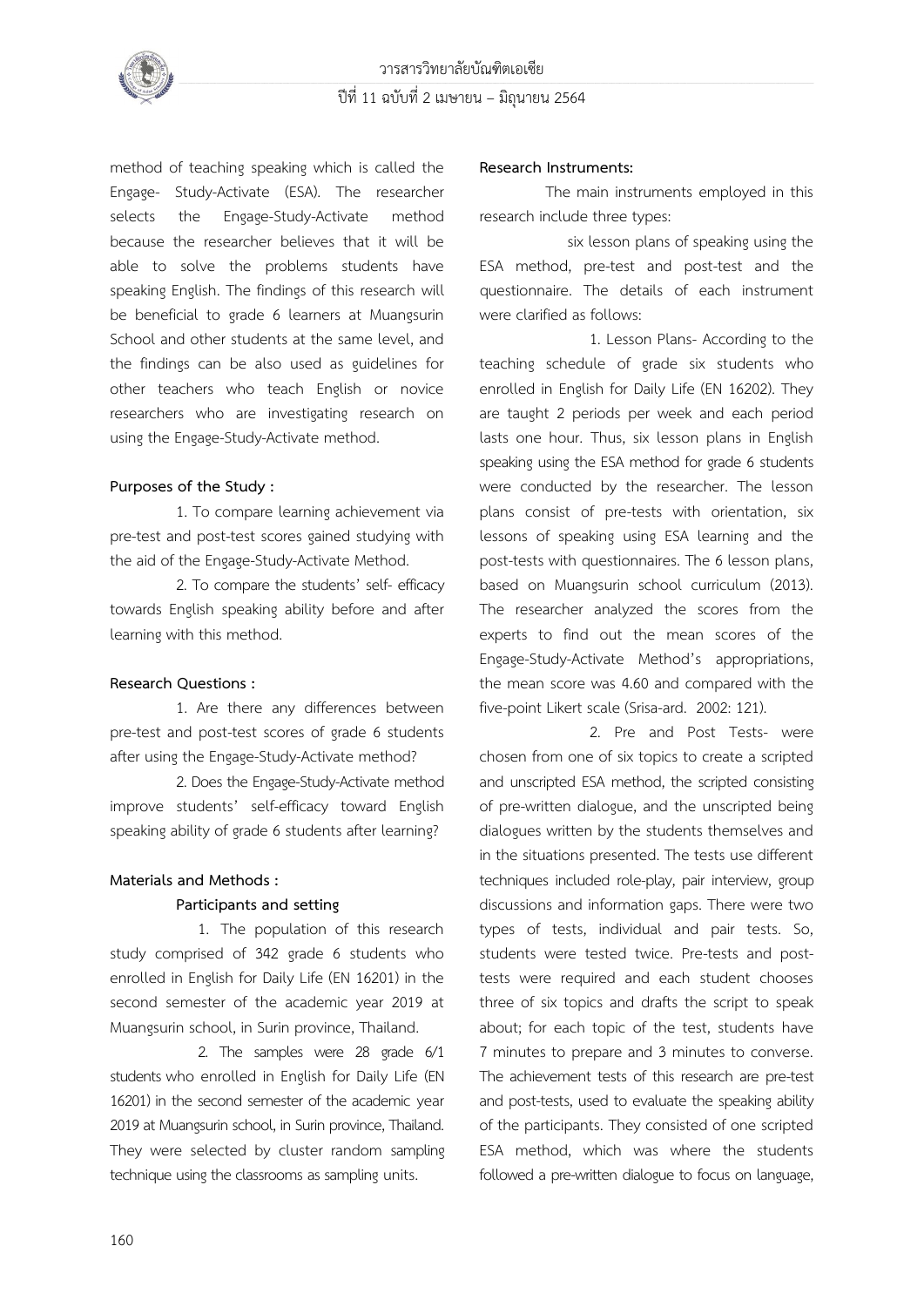method of teaching speaking which is called the Engage- Study-Activate (ESA). The researcher selects the Engage-Study-Activate method because the researcher believes that it will be able to solve the problems students have speaking English. The findings of this research will be beneficial to grade 6 learners at Muangsurin School and other students at the same level, and the findings can be also used as guidelines for other teachers who teach English or novice researchers who are investigating research on using the Engage-Study-Activate method.

**Purposes of the Study :**

1. To compare learning achievement via pre-test and post-test scores gained studying with the aid of the Engage-Study-Activate Method.

2. To compare the students' self- efficacy towards English speaking ability before and after learning with this method.

**Research Questions :**

1. Are there any differences between pre-test and post-test scores of grade 6 students after using the Engage-Study-Activate method?

2. Does the Engage-Study-Activate method improve students' self-efficacy toward English speaking ability of grade 6 students after learning?

**Materials and Methods :**

**Participants and setting**

1. The population of this research study comprised of 342 grade 6 students who enrolled in English for Daily Life (EN 16201) in the second semester of the academic year 2019 at Muangsurin school, in Surin province, Thailand.

2. The samples were 28 grade 6/1 students who enrolled in English for Daily Life (EN 16201) in the second semester of the academic year 2019 at Muangsurin school, in Surin province, Thailand. They were selected by cluster random sampling technique using the classrooms as sampling units.

**Research Instruments:**

The main instruments employed in this research include three types:

six lesson plans of speaking using the ESA method, pre-test and post-test and the questionnaire. The details of each instrument were clarified as follows:

1. Lesson Plans- According to the teaching schedule of grade six students who enrolled in English for Daily Life (EN 16202). They are taught 2 periods per week and each period lasts one hour. Thus, six lesson plans in English speaking using the ESA method for grade 6 students were conducted by the researcher. The lesson plans consist of pre-tests with orientation, six lessons of speaking using ESA learning and the post-tests with questionnaires. The 6 lesson plans, based on Muangsurin school curriculum (2013). The researcher analyzed the scores from the experts to find out the mean scores of the Engage-Study-Activate Method's appropriations, the mean score was 4.60 and compared with the five-point Likert scale (Srisa-ard. 2002: 121).

2. Pre and Post Tests- were chosen from one of six topics to create a scripted and unscripted ESA method, the scripted consisting of pre-written dialogue, and the unscripted being dialogues written by the students themselves and in the situations presented. The tests use different techniques included role-play, pair interview, group discussions and information gaps. There were two types of tests, individual and pair tests. So, students were tested twice. Pre-tests and post-tests were required and each student chooses three of six topics and drafts the script to speak about; for each topic of the test, students have 7 minutes to prepare and 3 minutes to converse. The achievement tests of this research are pre-test and post-tests, used to evaluate the speaking ability of the participants. They consisted of one scripted ESA method, which was where the students followed a pre-written dialogue to focus on language,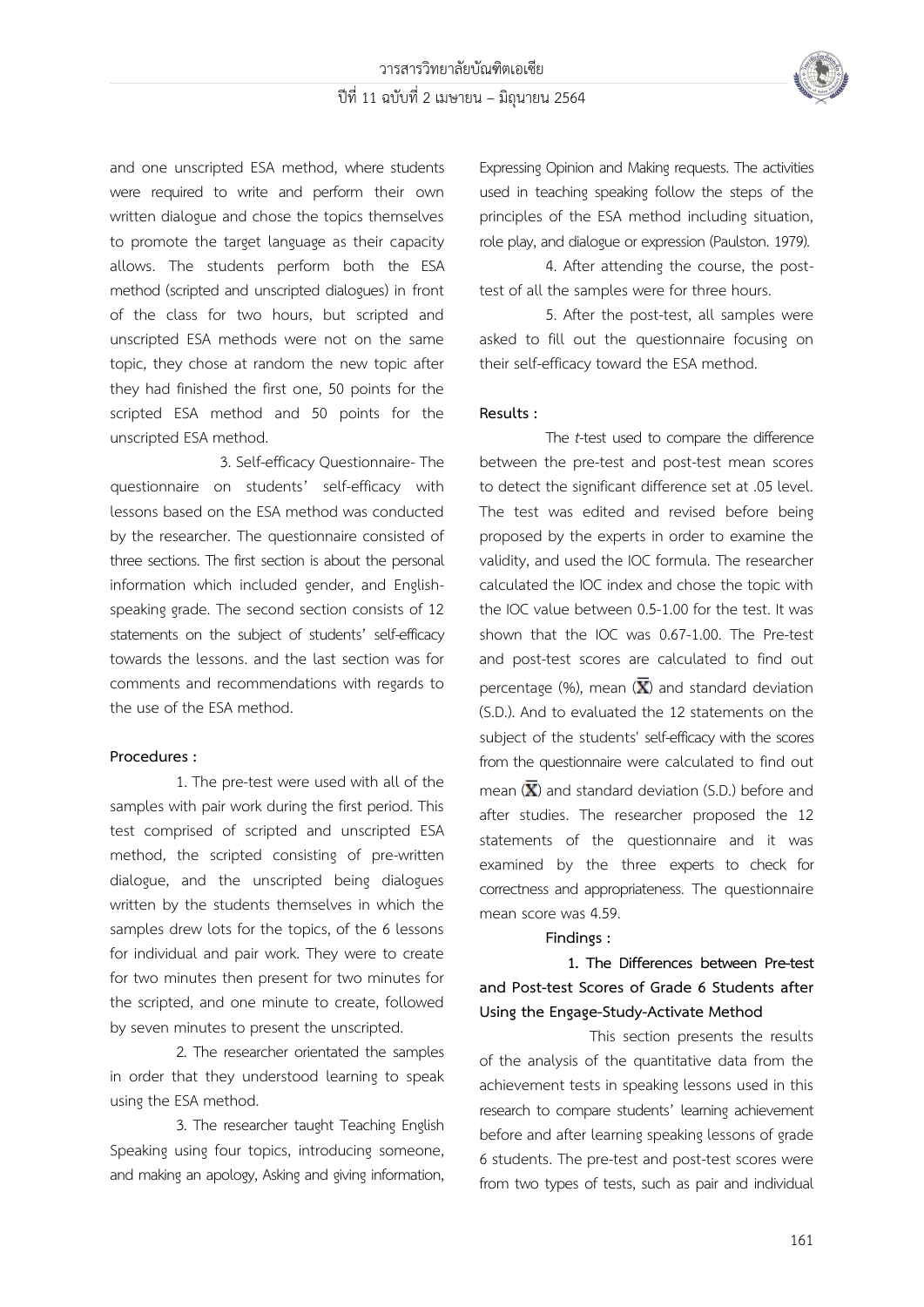and one unscripted ESA method, where students were required to write and perform their own written dialogue and chose the topics themselves to promote the target language as their capacity allows. The students perform both the ESA method (scripted and unscripted dialogues) in front of the class for two hours, but scripted and unscripted ESA methods were not on the same topic, they chose at random the new topic after they had finished the first one, 50 points for the scripted ESA method and 50 points for the unscripted ESA method.

3. Self-efficacy Questionnaire- The questionnaire on students' self-efficacy with lessons based on the ESA method was conducted by the researcher. The questionnaire consisted of three sections. The first section is about the personal information which included gender, and English-speaking grade. The second section consists of 12 statements on the subject of students' self-efficacy towards the lessons. and the last section was for comments and recommendations with regards to the use of the ESA method.

**Procedures :**

1. The pre-test were used with all of the samples with pair work during the first period. This test comprised of scripted and unscripted ESA method, the scripted consisting of pre-written dialogue, and the unscripted being dialogues written by the students themselves in which the samples drew lots for the topics, of the 6 lessons for individual and pair work. They were to create for two minutes then present for two minutes for the scripted, and one minute to create, followed by seven minutes to present the unscripted.

2. The researcher orientated the samples in order that they understood learning to speak using the ESA method.

3. The researcher taught Teaching English Speaking using four topics, introducing someone, and making an apology, Asking and giving information, Expressing Opinion and Making requests. The activities used in teaching speaking follow the steps of the principles of the ESA method including situation, role play, and dialogue or expression (Paulston. 1979).

4. After attending the course, the post-test of all the samples were for three hours.

5. After the post-test, all samples were asked to fill out the questionnaire focusing on their self-efficacy toward the ESA method.

**Results :**

The *t*-test used to compare the difference between the pre-test and post-test mean scores to detect the significant difference set at .05 level. The test was edited and revised before being proposed by the experts in order to examine the validity, and used the IOC formula. The researcher calculated the IOC index and chose the topic with the IOC value between 0.5-1.00 for the test. It was shown that the IOC was 0.67-1.00. The Pre-test and post-test scores are calculated to find out percentage (%), mean ($\bar{X}$) and standard deviation (S.D.). And to evaluated the 12 statements on the subject of the students' self-efficacy with the scores from the questionnaire were calculated to find out mean ($\bar{X}$) and standard deviation (S.D.) before and after studies. The researcher proposed the 12 statements of the questionnaire and it was examined by the three experts to check for correctness and appropriateness. The questionnaire mean score was 4.59.

**Findings :**

**1. The Differences between Pre-test and Post-test Scores of Grade 6 Students after Using the Engage-Study-Activate Method**

This section presents the results of the analysis of the quantitative data from the achievement tests in speaking lessons used in this research to compare students' learning achievement before and after learning speaking lessons of grade 6 students. The pre-test and post-test scores were from two types of tests, such as pair and individual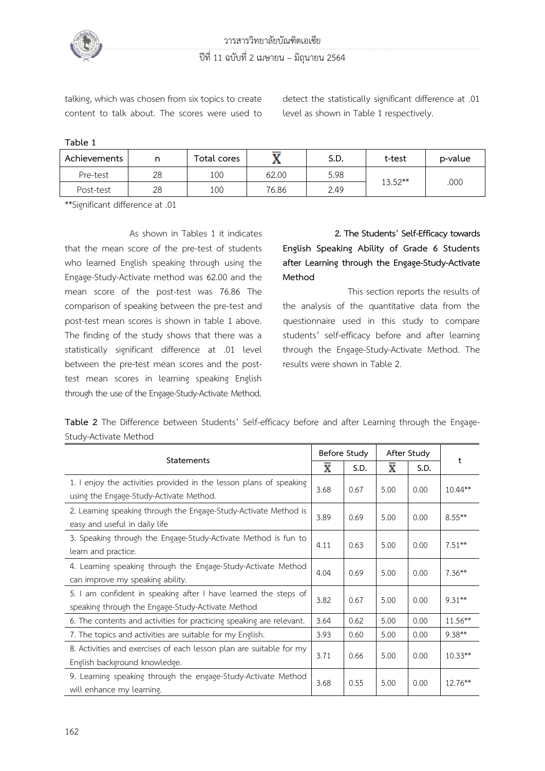talking, which was chosen from six topics to create content to talk about. The scores were used to detect the statistically significant difference at .01 level as shown in Table 1 respectively.

**Table 1**

| Achievements | n | Total cores | $\bar{X}$ | S.D. | t-test | p-value |
|---|---|---|---|---|---|---|
| Pre-test | 28 | 100 | 62.00 | 5.98 | 13.52** | .000 |
| Post-test | 28 | 100 | 76.86 | 2.49 | | |

**Significant difference at .01

As shown in Tables 1 it indicates that the mean score of the pre-test of students who learned English speaking through using the Engage-Study-Activate method was 62.00 and the mean score of the post-test was 76.86 The comparison of speaking between the pre-test and post-test mean scores is shown in table 1 above. The finding of the study shows that there was a statistically significant difference at .01 level between the pre-test mean scores and the post-test mean scores in learning speaking English through the use of the Engage-Study-Activate Method.

**2. The Students' Self-Efficacy towards English Speaking Ability of Grade 6 Students after Learning through the Engage-Study-Activate Method**

This section reports the results of the analysis of the quantitative data from the questionnaire used in this study to compare students' self-efficacy before and after learning through the Engage-Study-Activate Method. The results were shown in Table 2.

**Table 2** The Difference between Students' Self-efficacy before and after Learning through the Engage-Study-Activate Method

| Statements | Before Study | | After Study | | t |
|---|---|---|---|---|---|
| | $\bar{X}$ | S.D. | $\bar{X}$ | S.D. | |
| 1. I enjoy the activities provided in the lesson plans of speaking using the Engage-Study-Activate Method. | 3.68 | 0.67 | 5.00 | 0.00 | 10.44** |
| 2. Learning speaking through the Engage-Study-Activate Method is easy and useful in daily life | 3.89 | 0.69 | 5.00 | 0.00 | 8.55** |
| 3. Speaking through the Engage-Study-Activate Method is fun to learn and practice. | 4.11 | 0.63 | 5.00 | 0.00 | 7.51** |
| 4. Learning speaking through the Engage-Study-Activate Method can improve my speaking ability. | 4.04 | 0.69 | 5.00 | 0.00 | 7.36** |
| 5. I am confident in speaking after I have learned the steps of speaking through the Engage-Study-Activate Method | 3.82 | 0.67 | 5.00 | 0.00 | 9.31** |
| 6. The contents and activities for practicing speaking are relevant. | 3.64 | 0.62 | 5.00 | 0.00 | 11.56** |
| 7. The topics and activities are suitable for my English. | 3.93 | 0.60 | 5.00 | 0.00 | 9.38** |
| 8. Activities and exercises of each lesson plan are suitable for my English background knowledge. | 3.71 | 0.66 | 5.00 | 0.00 | 10.33** |
| 9. Learning speaking through the engage-Study-Activate Method will enhance my learning. | 3.68 | 0.55 | 5.00 | 0.00 | 12.76** |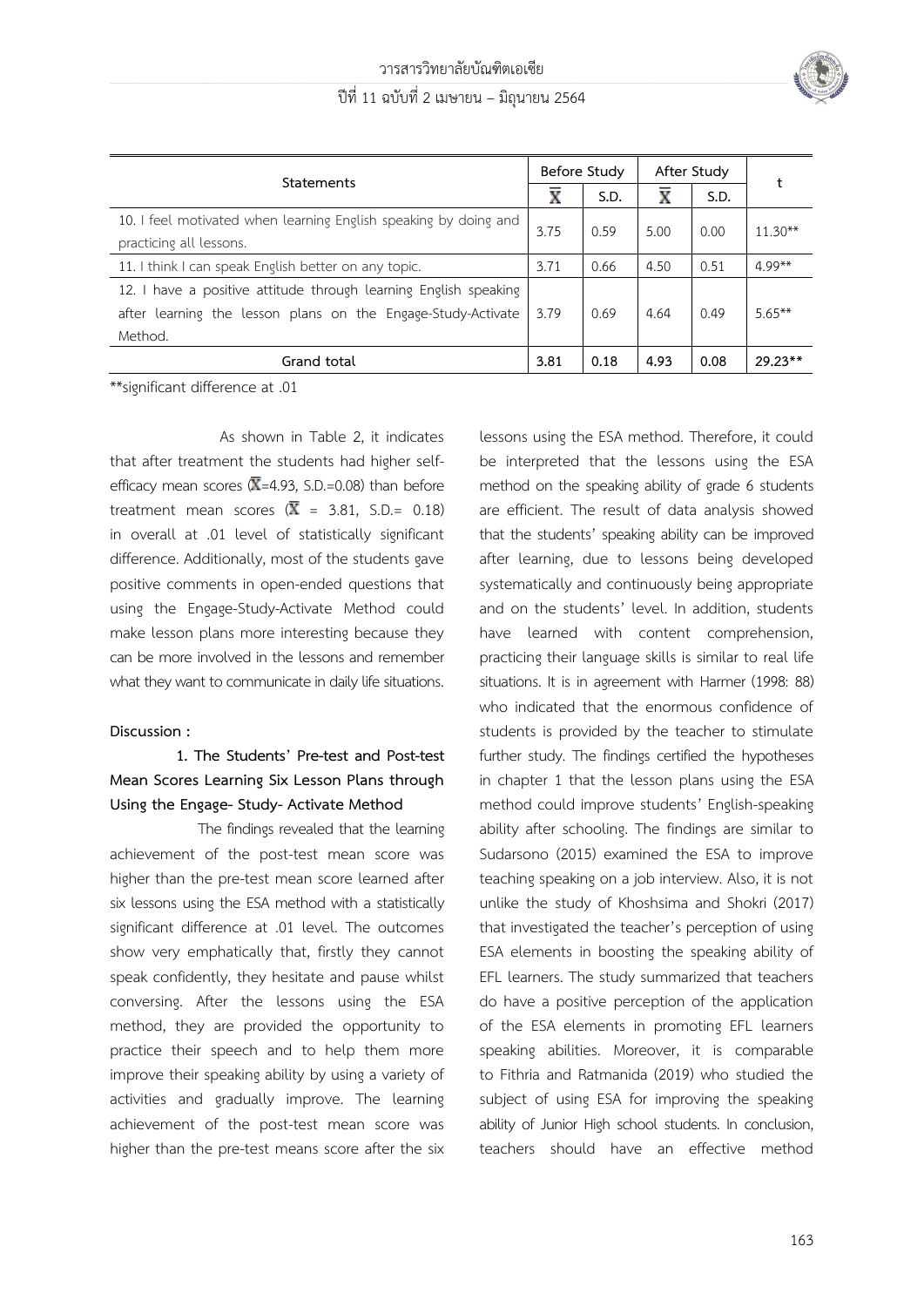| Statements | Before Study | | After Study | | t |
|---|---|---|---|---|---|
| | $\bar{X}$ | S.D. | $\bar{X}$ | S.D. | |
| 10. I feel motivated when learning English speaking by doing and practicing all lessons. | 3.75 | 0.59 | 5.00 | 0.00 | 11.30** |
| 11. I think I can speak English better on any topic. | 3.71 | 0.66 | 4.50 | 0.51 | 4.99** |
| 12. I have a positive attitude through learning English speaking after learning the lesson plans on the Engage-Study-Activate Method. | 3.79 | 0.69 | 4.64 | 0.49 | 5.65** |
| **Grand total** | **3.81** | **0.18** | **4.93** | **0.08** | **29.23**** |

**significant difference at .01

As shown in Table 2, it indicates that after treatment the students had higher self-efficacy mean scores ($\bar{X}$=4.93, S.D.=0.08) than before treatment mean scores ($\bar{X}$ = 3.81, S.D.= 0.18) in overall at .01 level of statistically significant difference. Additionally, most of the students gave positive comments in open-ended questions that using the Engage-Study-Activate Method could make lesson plans more interesting because they can be more involved in the lessons and remember what they want to communicate in daily life situations.

**Discussion :**

**1. The Students' Pre-test and Post-test Mean Scores Learning Six Lesson Plans through Using the Engage- Study- Activate Method**

The findings revealed that the learning achievement of the post-test mean score was higher than the pre-test mean score learned after six lessons using the ESA method with a statistically significant difference at .01 level. The outcomes show very emphatically that, firstly they cannot speak confidently, they hesitate and pause whilst conversing. After the lessons using the ESA method, they are provided the opportunity to practice their speech and to help them more improve their speaking ability by using a variety of activities and gradually improve. The learning achievement of the post-test mean score was higher than the pre-test means score after the six lessons using the ESA method. Therefore, it could be interpreted that the lessons using the ESA method on the speaking ability of grade 6 students are efficient. The result of data analysis showed that the students' speaking ability can be improved after learning, due to lessons being developed systematically and continuously being appropriate and on the students' level. In addition, students have learned with content comprehension, practicing their language skills is similar to real life situations. It is in agreement with Harmer (1998: 88) who indicated that the enormous confidence of students is provided by the teacher to stimulate further study. The findings certified the hypotheses in chapter 1 that the lesson plans using the ESA method could improve students' English-speaking ability after schooling. The findings are similar to Sudarsono (2015) examined the ESA to improve teaching speaking on a job interview. Also, it is not unlike the study of Khoshsima and Shokri (2017) that investigated the teacher's perception of using ESA elements in boosting the speaking ability of EFL learners. The study summarized that teachers do have a positive perception of the application of the ESA elements in promoting EFL learners speaking abilities. Moreover, it is comparable to Fithria and Ratmanida (2019) who studied the subject of using ESA for improving the speaking ability of Junior High school students. In conclusion, teachers should have an effective method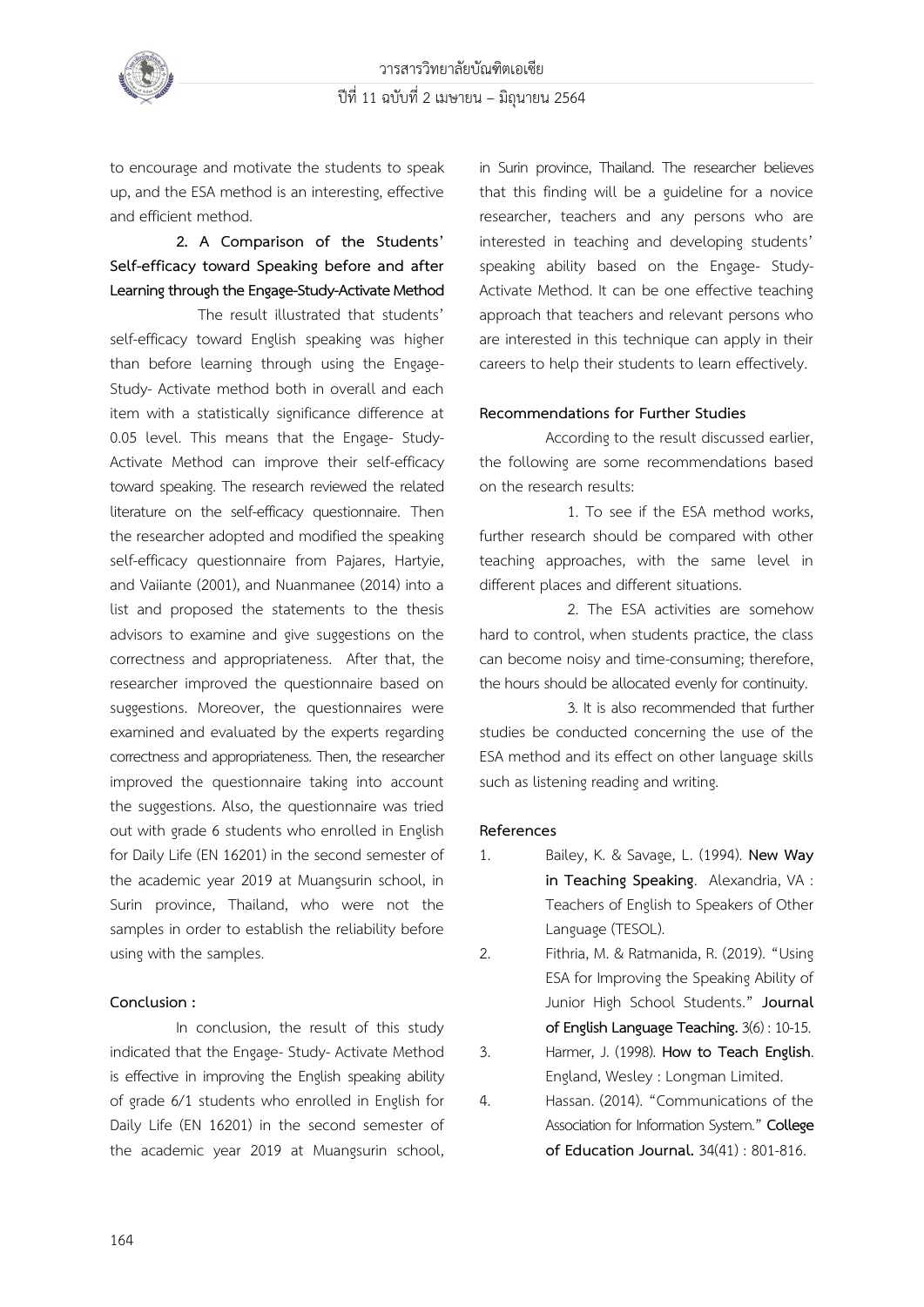to encourage and motivate the students to speak up, and the ESA method is an interesting, effective and efficient method.

**2. A Comparison of the Students' Self-efficacy toward Speaking before and after Learning through the Engage-Study-Activate Method**

The result illustrated that students' self-efficacy toward English speaking was higher than before learning through using the Engage-Study- Activate method both in overall and each item with a statistically significance difference at 0.05 level. This means that the Engage- Study-Activate Method can improve their self-efficacy toward speaking. The research reviewed the related literature on the self-efficacy questionnaire. Then the researcher adopted and modified the speaking self-efficacy questionnaire from Pajares, Hartyie, and Vaiiante (2001), and Nuanmanee (2014) into a list and proposed the statements to the thesis advisors to examine and give suggestions on the correctness and appropriateness. After that, the researcher improved the questionnaire based on suggestions. Moreover, the questionnaires were examined and evaluated by the experts regarding correctness and appropriateness. Then, the researcher improved the questionnaire taking into account the suggestions. Also, the questionnaire was tried out with grade 6 students who enrolled in English for Daily Life (EN 16201) in the second semester of the academic year 2019 at Muangsurin school, in Surin province, Thailand, who were not the samples in order to establish the reliability before using with the samples.

**Conclusion :**

In conclusion, the result of this study indicated that the Engage- Study- Activate Method is effective in improving the English speaking ability of grade 6/1 students who enrolled in English for Daily Life (EN 16201) in the second semester of the academic year 2019 at Muangsurin school, in Surin province, Thailand. The researcher believes that this finding will be a guideline for a novice researcher, teachers and any persons who are interested in teaching and developing students' speaking ability based on the Engage- Study-Activate Method. It can be one effective teaching approach that teachers and relevant persons who are interested in this technique can apply in their careers to help their students to learn effectively.

**Recommendations for Further Studies**

According to the result discussed earlier, the following are some recommendations based on the research results:

1. To see if the ESA method works, further research should be compared with other teaching approaches, with the same level in different places and different situations.

2. The ESA activities are somehow hard to control, when students practice, the class can become noisy and time-consuming; therefore, the hours should be allocated evenly for continuity.

3. It is also recommended that further studies be conducted concerning the use of the ESA method and its effect on other language skills such as listening reading and writing.

**References**

1. Bailey, K. & Savage, L. (1994). **New Way in Teaching Speaking**. Alexandria, VA : Teachers of English to Speakers of Other Language (TESOL).
2. Fithria, M. & Ratmanida, R. (2019). "Using ESA for Improving the Speaking Ability of Junior High School Students." **Journal of English Language Teaching.** 3(6) : 10-15.
3. Harmer, J. (1998). **How to Teach English**. England, Wesley : Longman Limited.
4. Hassan. (2014). "Communications of the Association for Information System." **College of Education Journal.** 34(41) : 801-816.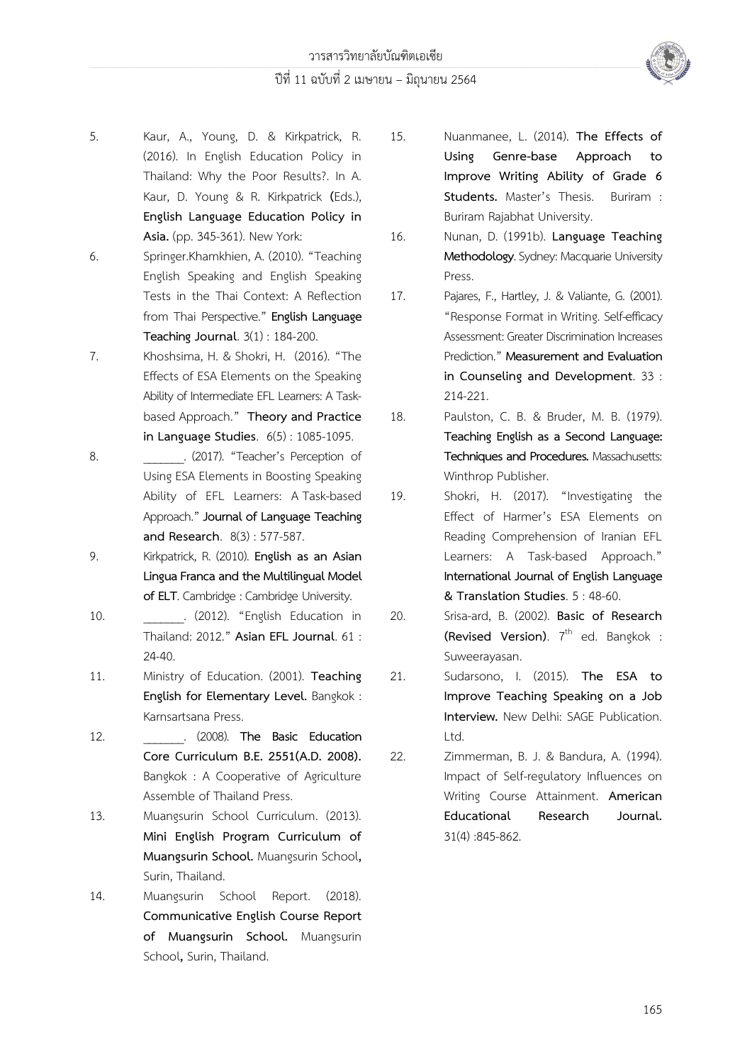5. Kaur, A., Young, D. & Kirkpatrick, R. (2016). In English Education Policy in Thailand: Why the Poor Results?. In A. Kaur, D. Young & R. Kirkpatrick (Eds.), **English Language Education Policy in Asia.** (pp. 345-361). New York:
6. Springer.Khamkhien, A. (2010). "Teaching English Speaking and English Speaking Tests in the Thai Context: A Reflection from Thai Perspective." **English Language Teaching Journal**. 3(1) : 184-200.
7. Khoshsima, H. & Shokri, H. (2016). "The Effects of ESA Elements on the Speaking Ability of Intermediate EFL Learners: A Task-based Approach." **Theory and Practice in Language Studies**. 6(5) : 1085-1095.
8. _______. (2017). "Teacher's Perception of Using ESA Elements in Boosting Speaking Ability of EFL Learners: A Task-based Approach." **Journal of Language Teaching and Research**. 8(3) : 577-587.
9. Kirkpatrick, R. (2010). **English as an Asian Lingua Franca and the Multilingual Model of ELT**. Cambridge : Cambridge University.
10. _______. (2012). "English Education in Thailand: 2012." **Asian EFL Journal**. 61 : 24-40.
11. Ministry of Education. (2001). **Teaching English for Elementary Level.** Bangkok : Karnsartsana Press.
12. _______. (2008). **The Basic Education Core Curriculum B.E. 2551(A.D. 2008).** Bangkok : A Cooperative of Agriculture Assemble of Thailand Press.
13. Muangsurin School Curriculum. (2013). **Mini English Program Curriculum of Muangsurin School.** Muangsurin School**,** Surin, Thailand.
14. Muangsurin School Report. (2018). **Communicative English Course Report of Muangsurin School.** Muangsurin School**,** Surin, Thailand.
15. Nuanmanee, L. (2014). **The Effects of Using Genre-base Approach to Improve Writing Ability of Grade 6 Students.** Master's Thesis. Buriram : Buriram Rajabhat University.
16. Nunan, D. (1991b). **Language Teaching Methodology**. Sydney: Macquarie University Press.
17. Pajares, F., Hartley, J. & Valiante, G. (2001). "Response Format in Writing. Self-efficacy Assessment: Greater Discrimination Increases Prediction." **Measurement and Evaluation in Counseling and Development**. 33 : 214-221.
18. Paulston, C. B. & Bruder, M. B. (1979). **Teaching English as a Second Language: Techniques and Procedures.** Massachusetts: Winthrop Publisher.
19. Shokri, H. (2017). "Investigating the Effect of Harmer's ESA Elements on Reading Comprehension of Iranian EFL Learners: A Task-based Approach." **International Journal of English Language & Translation Studies**. 5 : 48-60.
20. Srisa-ard, B. (2002). **Basic of Research (Revised Version)**. 7th ed. Bangkok : Suweerayasan.
21. Sudarsono, I. (2015). **The ESA to Improve Teaching Speaking on a Job Interview.** New Delhi: SAGE Publication. Ltd.
22. Zimmerman, B. J. & Bandura, A. (1994). Impact of Self-regulatory Influences on Writing Course Attainment. **American Educational Research Journal.** 31(4) :845-862.